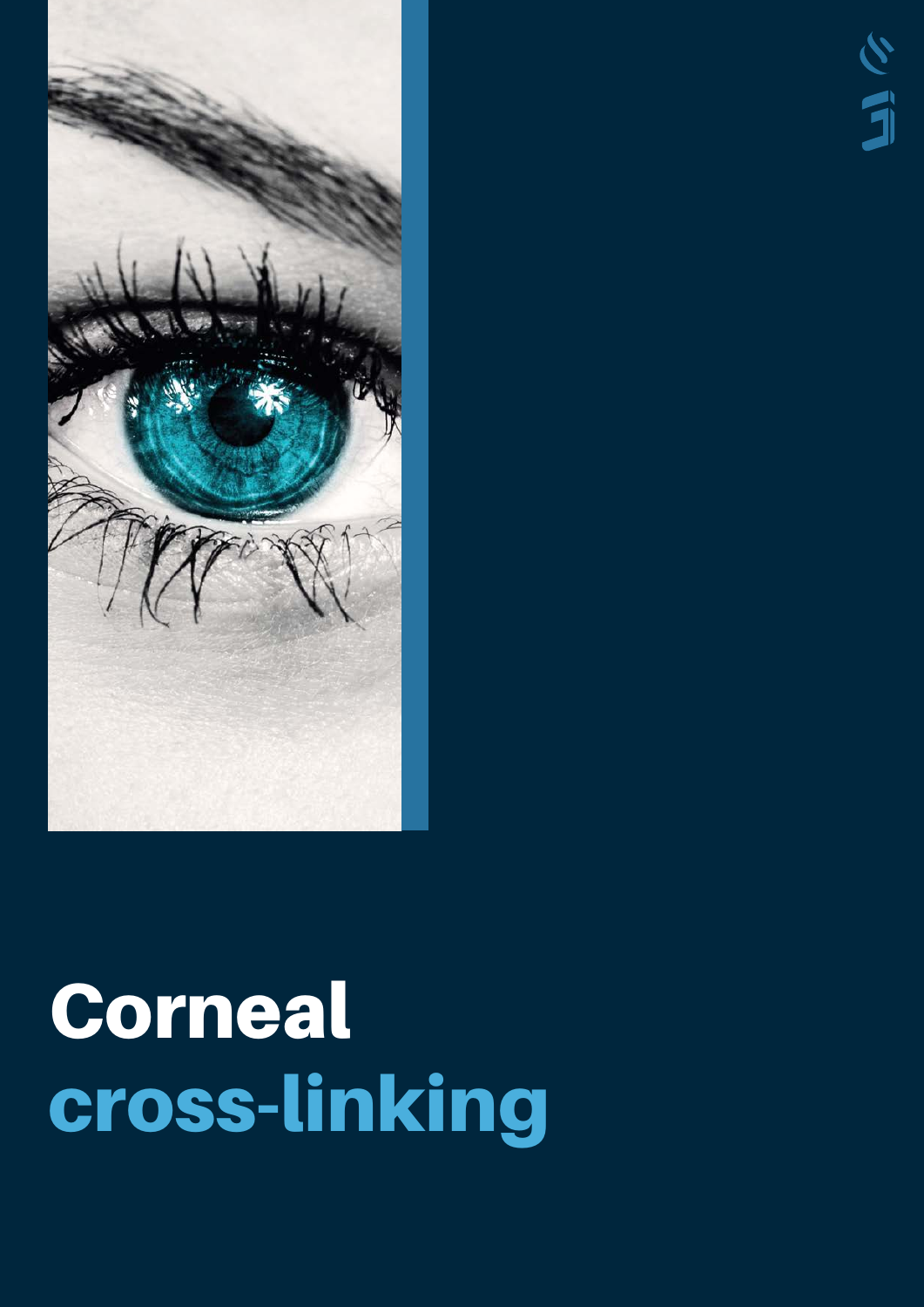# Corneal cross-linking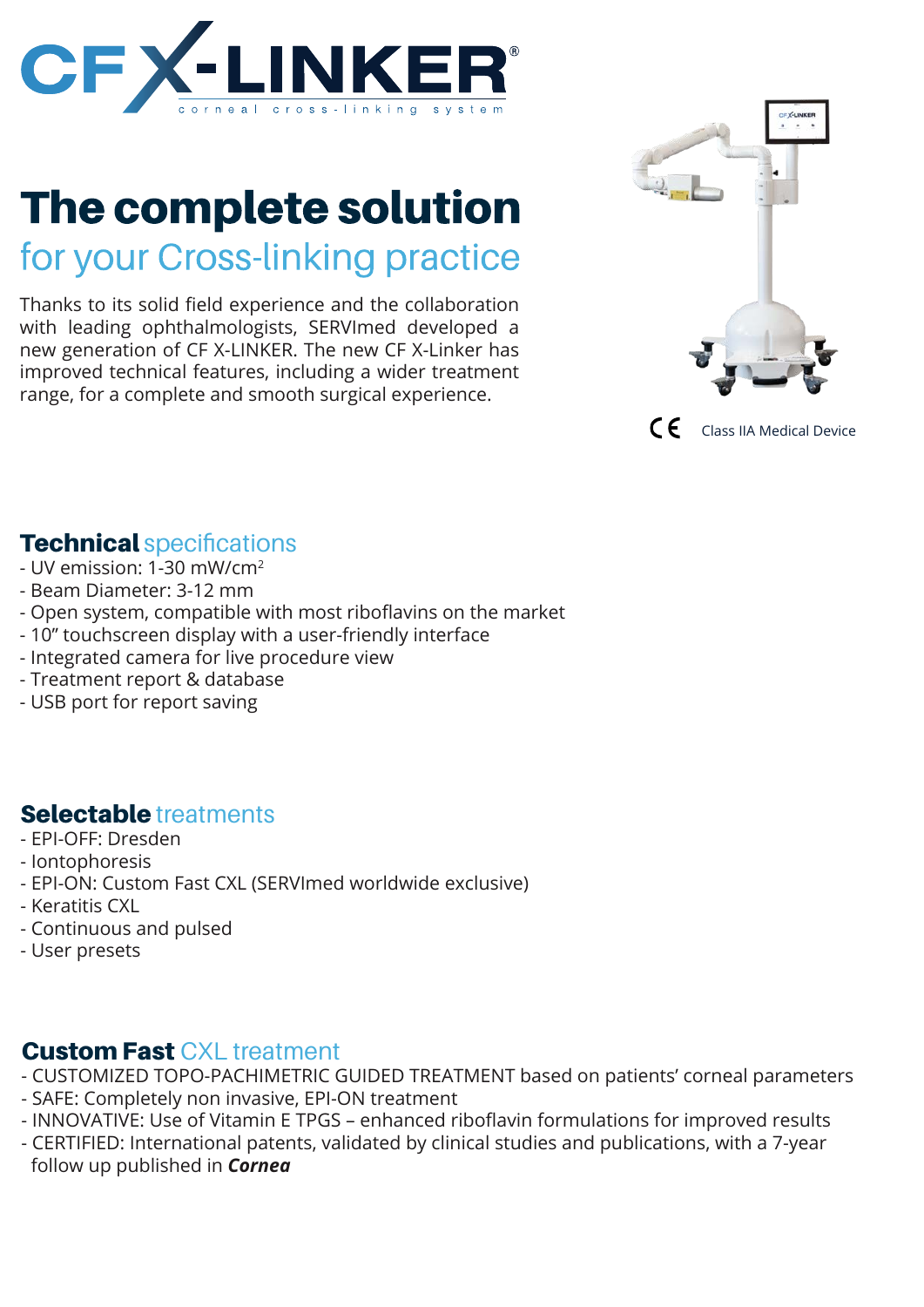# CF X-LINKER®

corneal cross-linking system

# The complete solution

## for your Cross-linking practice

Thanks to its solid field experience and the collaboration with leading ophthalmologists, SERVImed developed a new generation of CF X-LINKER. The new CF X-Linker has improved technical features, including a wider treatment range, for a complete and smooth surgical experience.

CE Class IIA Medical Device

## Technical specifications

- UV emission: 1-30 mW/cm$^2$
- Beam Diameter: 3-12 mm
- Open system, compatible with most riboflavins on the market
- 10" touchscreen display with a user-friendly interface
- Integrated camera for live procedure view
- Treatment report & database
- USB port for report saving

## Selectable treatments

- EPI-OFF: Dresden
- Iontophoresis
- EPI-ON: Custom Fast CXL (SERVImed worldwide exclusive)
- Keratitis CXL
- Continuous and pulsed
- User presets

## Custom Fast CXL treatment

- CUSTOMIZED TOPO-PACHIMETRIC GUIDED TREATMENT based on patients' corneal parameters
- SAFE: Completely non invasive, EPI-ON treatment
- INNOVATIVE: Use of Vitamin E TPGS – enhanced riboflavin formulations for improved results
- CERTIFIED: International patents, validated by clinical studies and publications, with a 7-year follow up published in ***Cornea***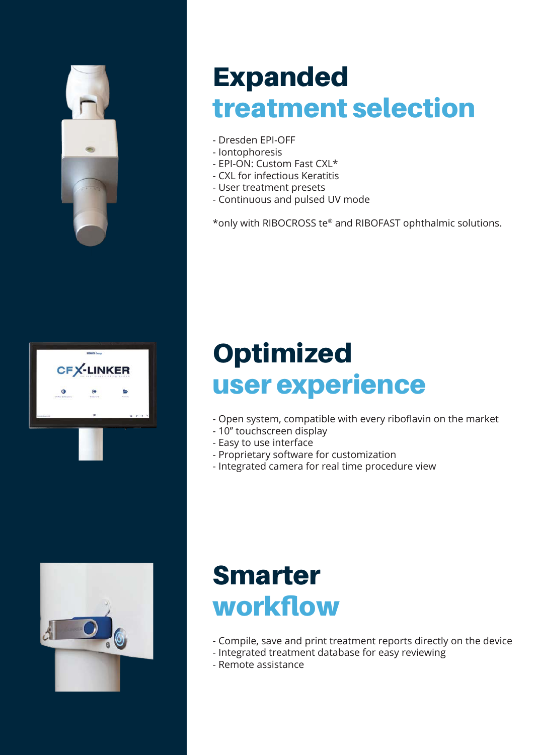# Expanded treatment selection

- Dresden EPI-OFF
- Iontophoresis
- EPI-ON: Custom Fast CXL*
- CXL for infectious Keratitis
- User treatment presets
- Continuous and pulsed UV mode

*only with RIBOCROSS te® and RIBOFAST ophthalmic solutions.

# Optimized user experience

- Open system, compatible with every riboflavin on the market
- 10” touchscreen display
- Easy to use interface
- Proprietary software for customization
- Integrated camera for real time procedure view

# Smarter workflow

- Compile, save and print treatment reports directly on the device
- Integrated treatment database for easy reviewing
- Remote assistance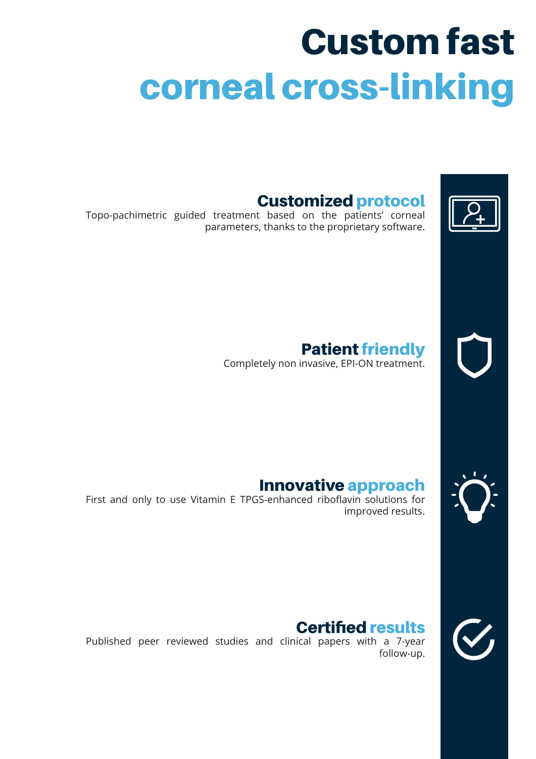# Custom fast corneal cross-linking

## Customized protocol

Topo-pachimetric guided treatment based on the patients' corneal parameters, thanks to the proprietary software.

## Patient friendly

Completely non invasive, EPI-ON treatment.

## Innovative approach

First and only to use Vitamin E TPGS-enhanced riboflavin solutions for improved results.

## Certified results

Published peer reviewed studies and clinical papers with a 7-year follow-up.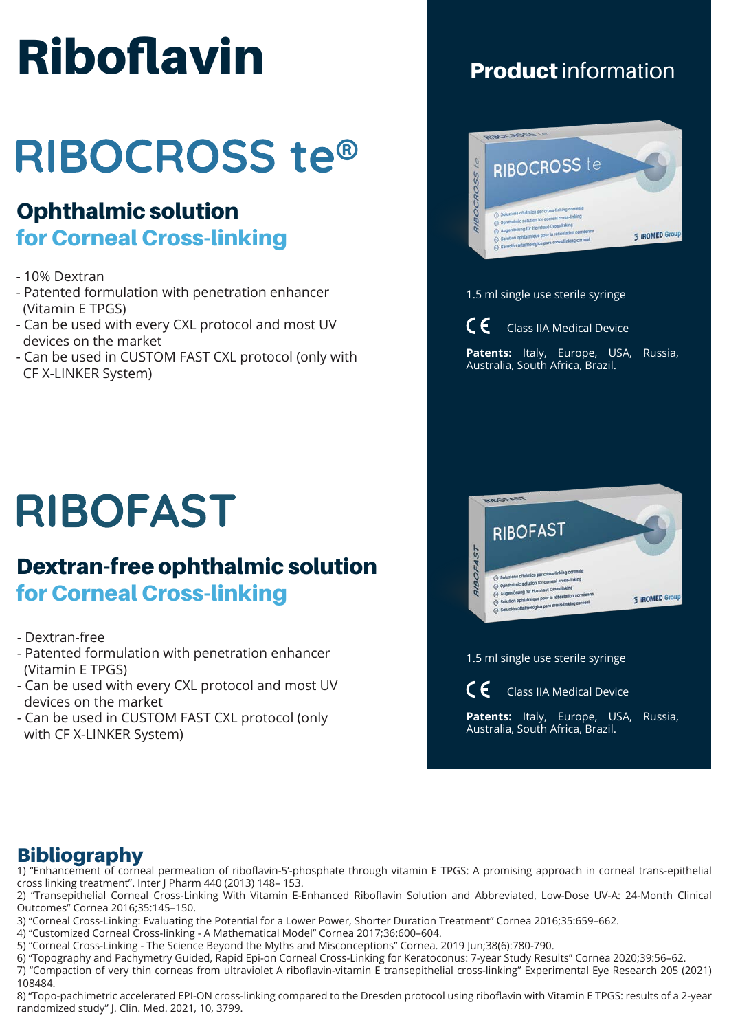# Riboflavin

## RIBOCROSS te®

### Ophthalmic solution
### for Corneal Cross-linking

- 10% Dextran
- Patented formulation with penetration enhancer (Vitamin E TPGS)
- Can be used with every CXL protocol and most UV devices on the market
- Can be used in CUSTOM FAST CXL protocol (only with CF X-LINKER System)

**Product** information

1.5 ml single use sterile syringe

CE Class IIA Medical Device

**Patents:** Italy, Europe, USA, Russia, Australia, South Africa, Brazil.

## RIBOFAST

### Dextran-free ophthalmic solution
### for Corneal Cross-linking

- Dextran-free
- Patented formulation with penetration enhancer (Vitamin E TPGS)
- Can be used with every CXL protocol and most UV devices on the market
- Can be used in CUSTOM FAST CXL protocol (only with CF X-LINKER System)

1.5 ml single use sterile syringe

CE Class IIA Medical Device

**Patents:** Italy, Europe, USA, Russia, Australia, South Africa, Brazil.

## Bibliography

1) "Enhancement of corneal permeation of riboflavin-5'-phosphate through vitamin E TPGS: A promising approach in corneal trans-epithelial cross linking treatment". Inter J Pharm 440 (2013) 148– 153.
2) "Transepithelial Corneal Cross-Linking With Vitamin E-Enhanced Riboflavin Solution and Abbreviated, Low-Dose UV-A: 24-Month Clinical Outcomes" Cornea 2016;35:145–150.
3) "Corneal Cross-Linking: Evaluating the Potential for a Lower Power, Shorter Duration Treatment" Cornea 2016;35:659–662.
4) "Customized Corneal Cross-linking - A Mathematical Model" Cornea 2017;36:600–604.
5) "Corneal Cross-Linking - The Science Beyond the Myths and Misconceptions" Cornea. 2019 Jun;38(6):780-790.
6) "Topography and Pachymetry Guided, Rapid Epi-on Corneal Cross-Linking for Keratoconus: 7-year Study Results" Cornea 2020;39:56–62.
7) "Compaction of very thin corneas from ultraviolet A riboflavin-vitamin E transepithelial cross-linking" Experimental Eye Research 205 (2021) 108484.
8) "Topo-pachimetric accelerated EPI-ON cross-linking compared to the Dresden protocol using riboflavin with Vitamin E TPGS: results of a 2-year randomized study" J. Clin. Med. 2021, 10, 3799.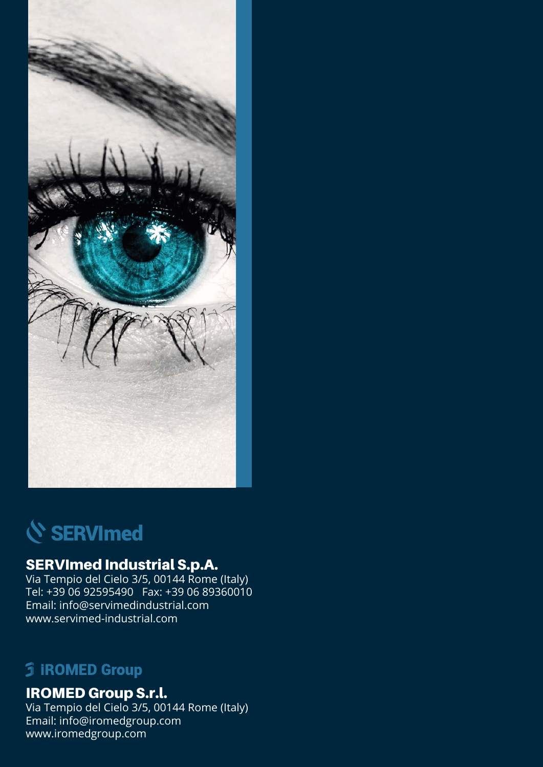SERVImed

## SERVImed Industrial S.p.A.

Via Tempio del Cielo 3/5, 00144 Rome (Italy)
Tel: +39 06 92595490   Fax: +39 06 89360010
Email: info@servimedindustrial.com
www.servimed-industrial.com

iROMED Group

## IROMED Group S.r.l.

Via Tempio del Cielo 3/5, 00144 Rome (Italy)
Email: info@iromedgroup.com
www.iromedgroup.com